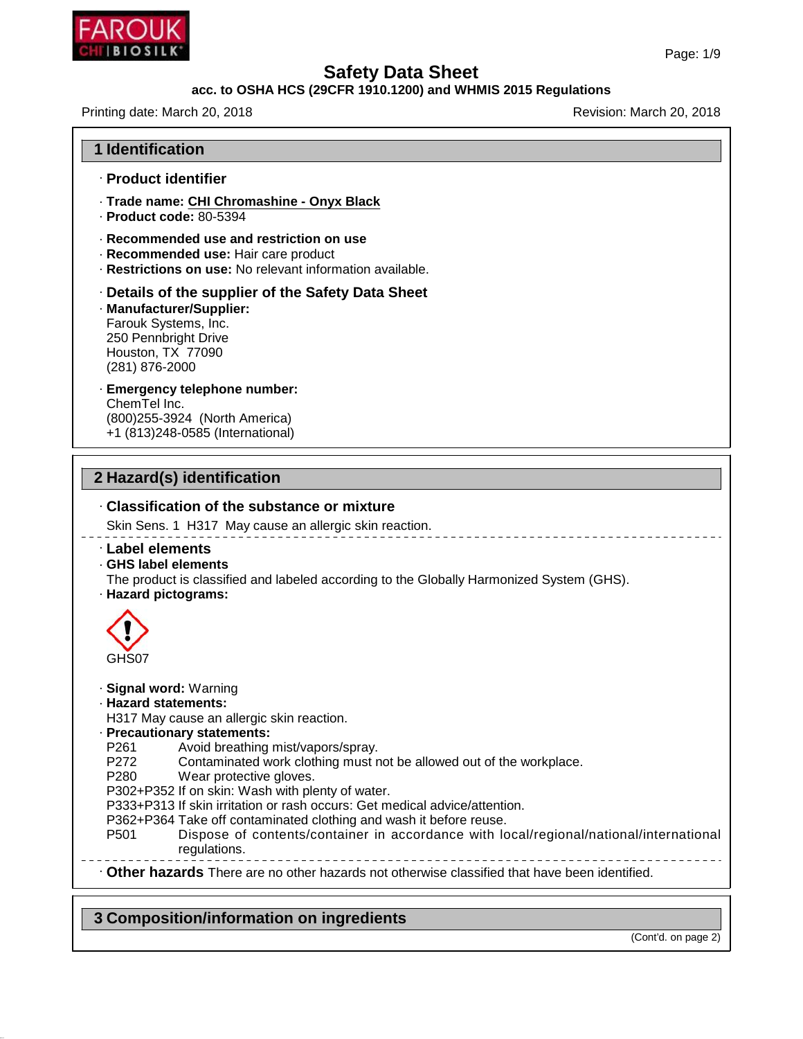# Safety Data Sheet

**acc. to OSHA HCS (29CFR 1910.1200) and WHMIS 2015 Regulations**

Printing date: March 20, 2018 Revision: March 20, 2018

## 1 Identification

· **Product identifier**

· **Trade name: CHI Chromashine - Onyx Black**
· **Product code:** 80-5394

· **Recommended use and restriction on use**
· **Recommended use:** Hair care product
· **Restrictions on use:** No relevant information available.

· **Details of the supplier of the Safety Data Sheet**
· **Manufacturer/Supplier:**
Farouk Systems, Inc.
250 Pennbright Drive
Houston, TX 77090
(281) 876-2000

· **Emergency telephone number:**
ChemTel Inc.
(800)255-3924 (North America)
+1 (813)248-0585 (International)

## 2 Hazard(s) identification

· **Classification of the substance or mixture**

Skin Sens. 1 H317 May cause an allergic skin reaction.

· **Label elements**
· **GHS label elements**
The product is classified and labeled according to the Globally Harmonized System (GHS).
· **Hazard pictograms:**

GHS07

· **Signal word:** Warning
· **Hazard statements:**
H317 May cause an allergic skin reaction.
· **Precautionary statements:**
P261 Avoid breathing mist/vapors/spray.
P272 Contaminated work clothing must not be allowed out of the workplace.
P280 Wear protective gloves.
P302+P352 If on skin: Wash with plenty of water.
P333+P313 If skin irritation or rash occurs: Get medical advice/attention.
P362+P364 Take off contaminated clothing and wash it before reuse.
P501 Dispose of contents/container in accordance with local/regional/national/international regulations.

· **Other hazards** There are no other hazards not otherwise classified that have been identified.

## 3 Composition/information on ingredients

(Cont'd. on page 2)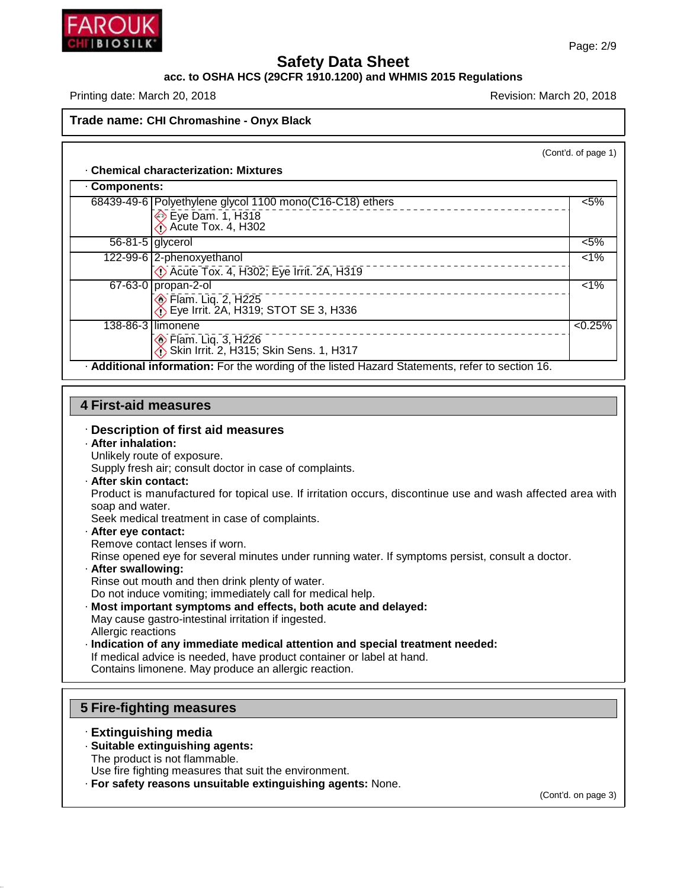# Safety Data Sheet

**acc. to OSHA HCS (29CFR 1910.1200) and WHMIS 2015 Regulations**

Printing date: March 20, 2018 Revision: March 20, 2018

**Trade name: CHI Chromashine - Onyx Black**

(Cont'd. of page 1)

· **Chemical characterization: Mixtures**

· **Components:**

| CAS | Component | Conc. |
|---|---|---|
| 68439-49-6 | Polyethylene glycol 1100 mono(C16-C18) ethers<br>Eye Dam. 1, H318<br>Acute Tox. 4, H302 | <5% |
| 56-81-5 | glycerol | <5% |
| 122-99-6 | 2-phenoxyethanol<br>Acute Tox. 4, H302; Eye Irrit. 2A, H319 | <1% |
| 67-63-0 | propan-2-ol<br>Flam. Liq. 2, H225<br>Eye Irrit. 2A, H319; STOT SE 3, H336 | <1% |
| 138-86-3 | limonene<br>Flam. Liq. 3, H226<br>Skin Irrit. 2, H315; Skin Sens. 1, H317 | <0.25% |

· **Additional information:** For the wording of the listed Hazard Statements, refer to section 16.

## 4 First-aid measures

· **Description of first aid measures**

· **After inhalation:**
Unlikely route of exposure.
Supply fresh air; consult doctor in case of complaints.

· **After skin contact:**
Product is manufactured for topical use. If irritation occurs, discontinue use and wash affected area with soap and water.
Seek medical treatment in case of complaints.

· **After eye contact:**
Remove contact lenses if worn.
Rinse opened eye for several minutes under running water. If symptoms persist, consult a doctor.

· **After swallowing:**
Rinse out mouth and then drink plenty of water.
Do not induce vomiting; immediately call for medical help.

· **Most important symptoms and effects, both acute and delayed:**
May cause gastro-intestinal irritation if ingested.
Allergic reactions

· **Indication of any immediate medical attention and special treatment needed:**
If medical advice is needed, have product container or label at hand.
Contains limonene. May produce an allergic reaction.

## 5 Fire-fighting measures

· **Extinguishing media**

· **Suitable extinguishing agents:**
The product is not flammable.
Use fire fighting measures that suit the environment.

· **For safety reasons unsuitable extinguishing agents:** None.

(Cont'd. on page 3)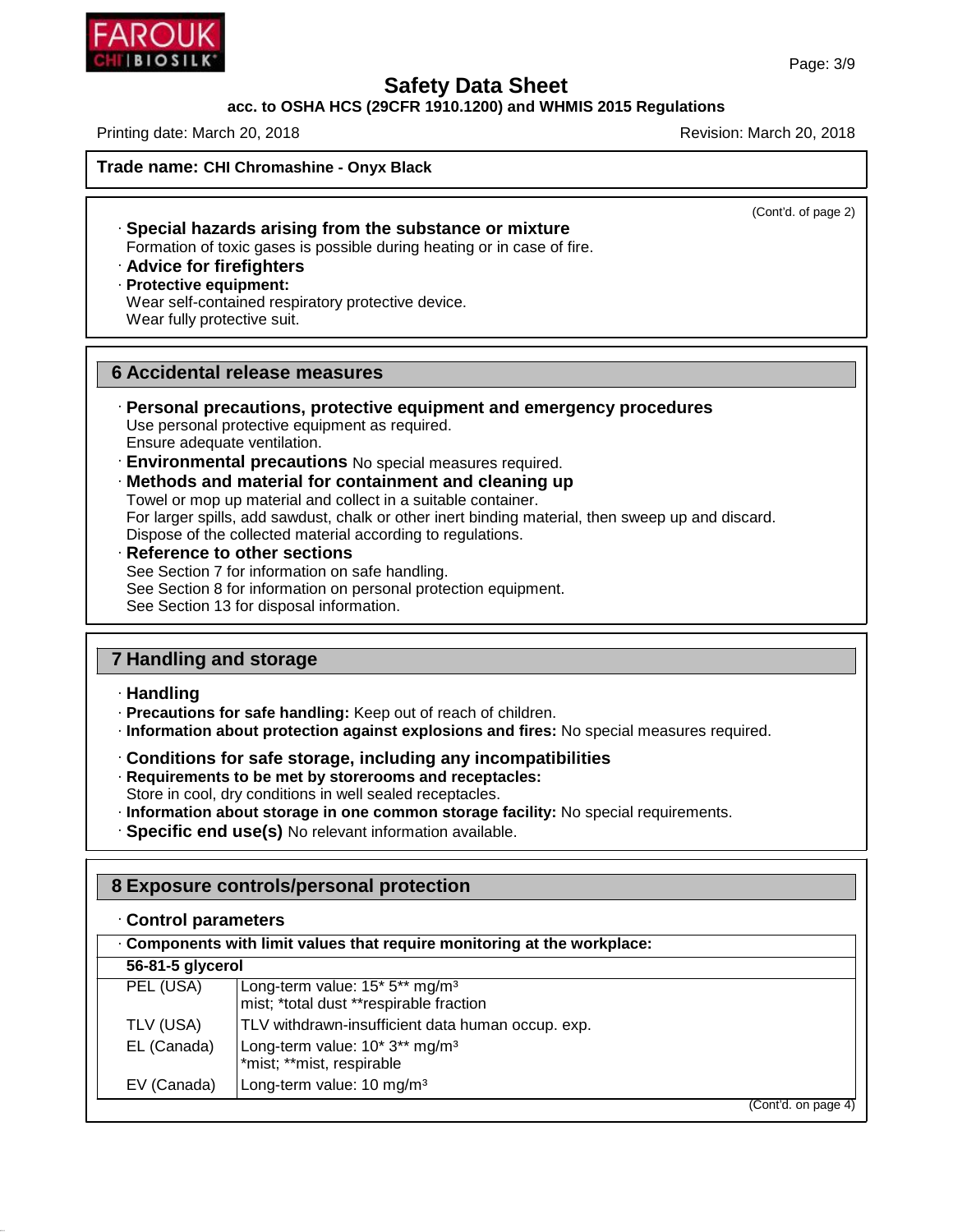**Trade name: CHI Chromashine - Onyx Black**

(Cont'd. of page 2)

· **Special hazards arising from the substance or mixture**
Formation of toxic gases is possible during heating or in case of fire.
· **Advice for firefighters**
· **Protective equipment:**
Wear self-contained respiratory protective device.
Wear fully protective suit.

## 6 Accidental release measures

· **Personal precautions, protective equipment and emergency procedures**
Use personal protective equipment as required.
Ensure adequate ventilation.
· **Environmental precautions** No special measures required.
· **Methods and material for containment and cleaning up**
Towel or mop up material and collect in a suitable container.
For larger spills, add sawdust, chalk or other inert binding material, then sweep up and discard.
Dispose of the collected material according to regulations.
· **Reference to other sections**
See Section 7 for information on safe handling.
See Section 8 for information on personal protection equipment.
See Section 13 for disposal information.

## 7 Handling and storage

· **Handling**
· **Precautions for safe handling:** Keep out of reach of children.
· **Information about protection against explosions and fires:** No special measures required.

· **Conditions for safe storage, including any incompatibilities**
· **Requirements to be met by storerooms and receptacles:**
Store in cool, dry conditions in well sealed receptacles.
· **Information about storage in one common storage facility:** No special requirements.
· **Specific end use(s)** No relevant information available.

## 8 Exposure controls/personal protection

· **Control parameters**

| · **Components with limit values that require monitoring at the workplace:** | |
|---|---|
| **56-81-5 glycerol** | |
| PEL (USA) | Long-term value: 15* 5** mg/m³<br>mist; *total dust **respirable fraction |
| TLV (USA) | TLV withdrawn-insufficient data human occup. exp. |
| EL (Canada) | Long-term value: 10* 3** mg/m³<br>*mist; **mist, respirable |
| EV (Canada) | Long-term value: 10 mg/m³ |

(Cont'd. on page 4)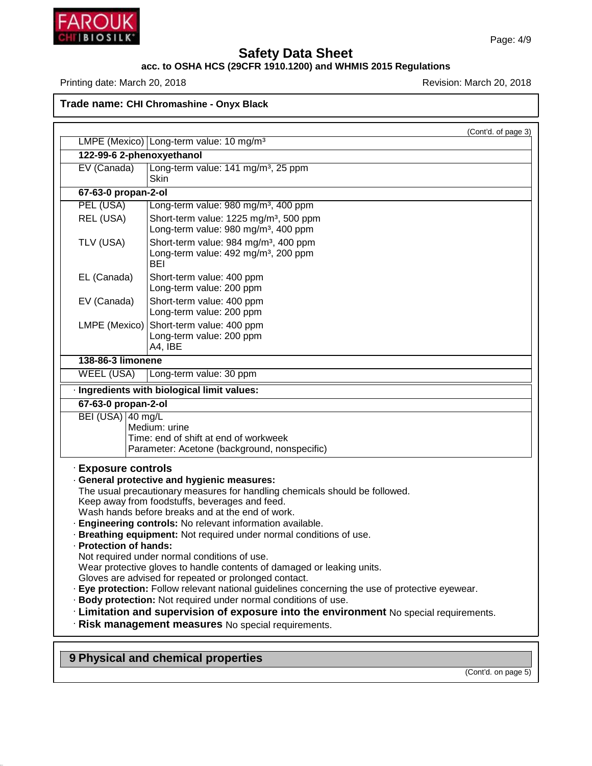**Trade name: CHI Chromashine - Onyx Black**

(Cont'd. of page 3)

| | |
|---|---|
| LMPE (Mexico) | Long-term value: 10 mg/m³ |
| **122-99-6 2-phenoxyethanol** | |
| EV (Canada) | Long-term value: 141 mg/m³, 25 ppm<br>Skin |
| **67-63-0 propan-2-ol** | |
| PEL (USA) | Long-term value: 980 mg/m³, 400 ppm |
| REL (USA) | Short-term value: 1225 mg/m³, 500 ppm<br>Long-term value: 980 mg/m³, 400 ppm |
| TLV (USA) | Short-term value: 984 mg/m³, 400 ppm<br>Long-term value: 492 mg/m³, 200 ppm<br>BEI |
| EL (Canada) | Short-term value: 400 ppm<br>Long-term value: 200 ppm |
| EV (Canada) | Short-term value: 400 ppm<br>Long-term value: 200 ppm |
| LMPE (Mexico) | Short-term value: 400 ppm<br>Long-term value: 200 ppm<br>A4, IBE |
| **138-86-3 limonene** | |
| WEEL (USA) | Long-term value: 30 ppm |

· **Ingredients with biological limit values:**

| | |
|---|---|
| **67-63-0 propan-2-ol** | |
| BEI (USA) | 40 mg/L<br>Medium: urine<br>Time: end of shift at end of workweek<br>Parameter: Acetone (background, nonspecific) |

· **Exposure controls**

· **General protective and hygienic measures:**
The usual precautionary measures for handling chemicals should be followed.
Keep away from foodstuffs, beverages and feed.
Wash hands before breaks and at the end of work.

· **Engineering controls:** No relevant information available.

· **Breathing equipment:** Not required under normal conditions of use.

· **Protection of hands:**
Not required under normal conditions of use.
Wear protective gloves to handle contents of damaged or leaking units.
Gloves are advised for repeated or prolonged contact.

· **Eye protection:** Follow relevant national guidelines concerning the use of protective eyewear.

· **Body protection:** Not required under normal conditions of use.

· **Limitation and supervision of exposure into the environment** No special requirements.

· **Risk management measures** No special requirements.

## 9 Physical and chemical properties

(Cont'd. on page 5)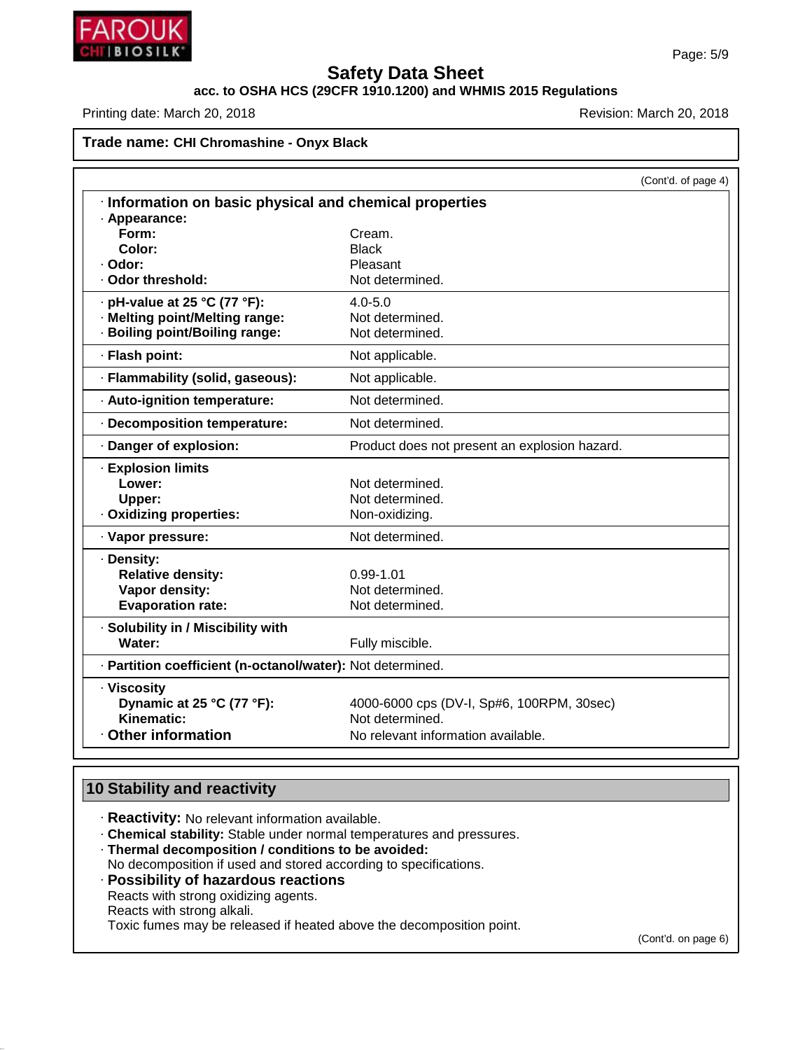**Trade name: CHI Chromashine - Onyx Black**

(Cont'd. of page 4)

### · Information on basic physical and chemical properties

| Property | Value |
|---|---|
| · **Appearance:** | |
| **Form:** | Cream. |
| **Color:** | Black |
| · **Odor:** | Pleasant |
| · **Odor threshold:** | Not determined. |
| · **pH-value at 25 °C (77 °F):** | 4.0-5.0 |
| · **Melting point/Melting range:** | Not determined. |
| · **Boiling point/Boiling range:** | Not determined. |
| · **Flash point:** | Not applicable. |
| · **Flammability (solid, gaseous):** | Not applicable. |
| · **Auto-ignition temperature:** | Not determined. |
| · **Decomposition temperature:** | Not determined. |
| · **Danger of explosion:** | Product does not present an explosion hazard. |
| · **Explosion limits** | |
| **Lower:** | Not determined. |
| **Upper:** | Not determined. |
| · **Oxidizing properties:** | Non-oxidizing. |
| · **Vapor pressure:** | Not determined. |
| · **Density:** | |
| **Relative density:** | 0.99-1.01 |
| **Vapor density:** | Not determined. |
| **Evaporation rate:** | Not determined. |
| · **Solubility in / Miscibility with** | |
| **Water:** | Fully miscible. |
| · **Partition coefficient (n-octanol/water):** | Not determined. |
| · **Viscosity** | |
| **Dynamic at 25 °C (77 °F):** | 4000-6000 cps (DV-I, Sp#6, 100RPM, 30sec) |
| **Kinematic:** | Not determined. |
| · **Other information** | No relevant information available. |

## 10 Stability and reactivity

· **Reactivity:** No relevant information available.
· **Chemical stability:** Stable under normal temperatures and pressures.
· **Thermal decomposition / conditions to be avoided:**
No decomposition if used and stored according to specifications.
· **Possibility of hazardous reactions**
Reacts with strong oxidizing agents.
Reacts with strong alkali.
Toxic fumes may be released if heated above the decomposition point.

(Cont'd. on page 6)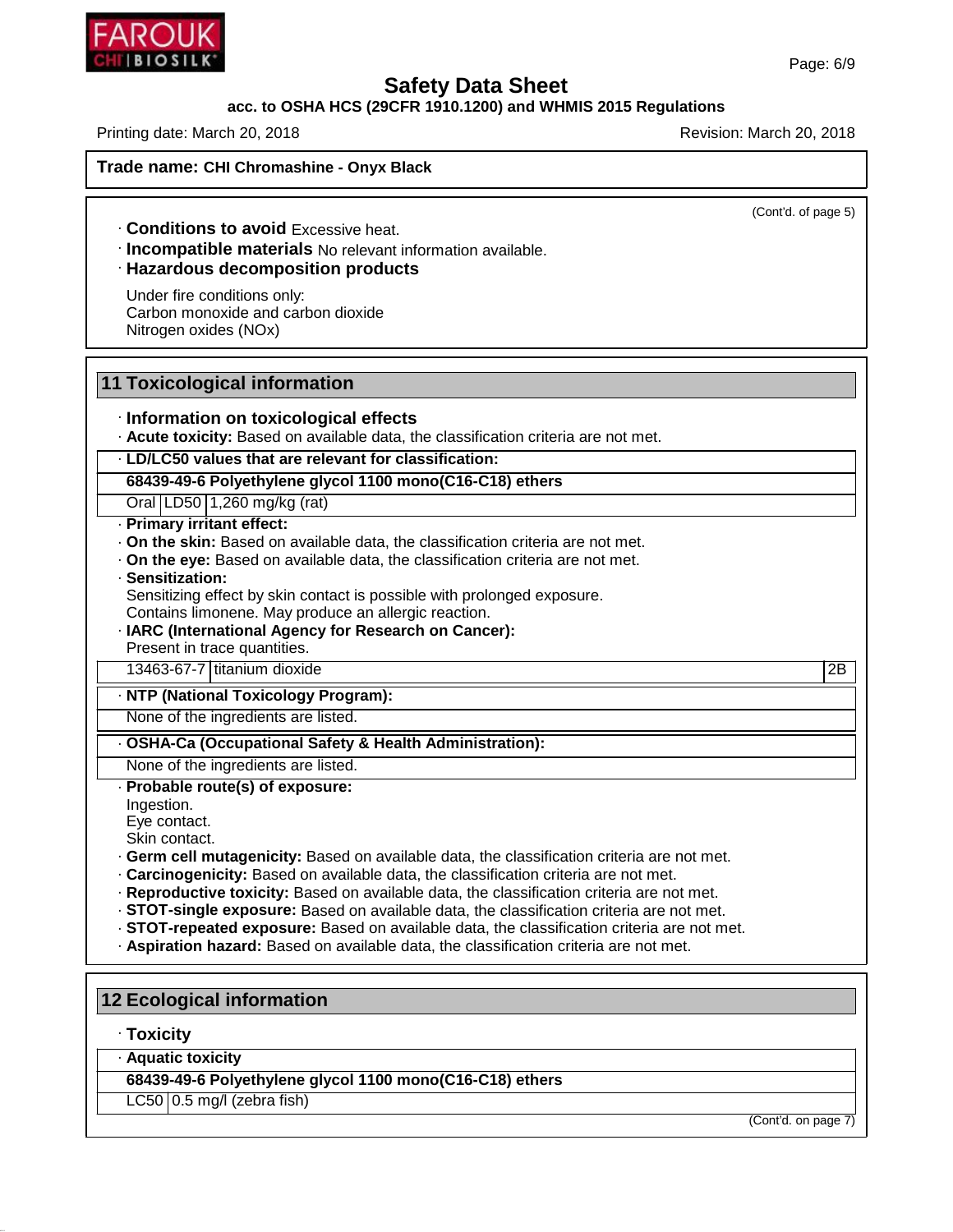**Trade name: CHI Chromashine - Onyx Black**

(Cont'd. of page 5)

· **Conditions to avoid** Excessive heat.
· **Incompatible materials** No relevant information available.
· **Hazardous decomposition products**

Under fire conditions only:
Carbon monoxide and carbon dioxide
Nitrogen oxides (NOx)

## 11 Toxicological information

· **Information on toxicological effects**
· **Acute toxicity:** Based on available data, the classification criteria are not met.

| · **LD/LC50 values that are relevant for classification:** | | |
|---|---|---|
| **68439-49-6 Polyethylene glycol 1100 mono(C16-C18) ethers** | | |
| Oral | LD50 | 1,260 mg/kg (rat) |

· **Primary irritant effect:**
· **On the skin:** Based on available data, the classification criteria are not met.
· **On the eye:** Based on available data, the classification criteria are not met.
· **Sensitization:**
Sensitizing effect by skin contact is possible with prolonged exposure.
Contains limonene. May produce an allergic reaction.
· **IARC (International Agency for Research on Cancer):**
Present in trace quantities.

| 13463-67-7 | titanium dioxide | 2B |
|---|---|---|

· **NTP (National Toxicology Program):**
None of the ingredients are listed.

· **OSHA-Ca (Occupational Safety & Health Administration):**
None of the ingredients are listed.

· **Probable route(s) of exposure:**
Ingestion.
Eye contact.
Skin contact.
· **Germ cell mutagenicity:** Based on available data, the classification criteria are not met.
· **Carcinogenicity:** Based on available data, the classification criteria are not met.
· **Reproductive toxicity:** Based on available data, the classification criteria are not met.
· **STOT-single exposure:** Based on available data, the classification criteria are not met.
· **STOT-repeated exposure:** Based on available data, the classification criteria are not met.
· **Aspiration hazard:** Based on available data, the classification criteria are not met.

## 12 Ecological information

· **Toxicity**

| · **Aquatic toxicity** | |
|---|---|
| **68439-49-6 Polyethylene glycol 1100 mono(C16-C18) ethers** | |
| LC50 | 0.5 mg/l (zebra fish) |

(Cont'd. on page 7)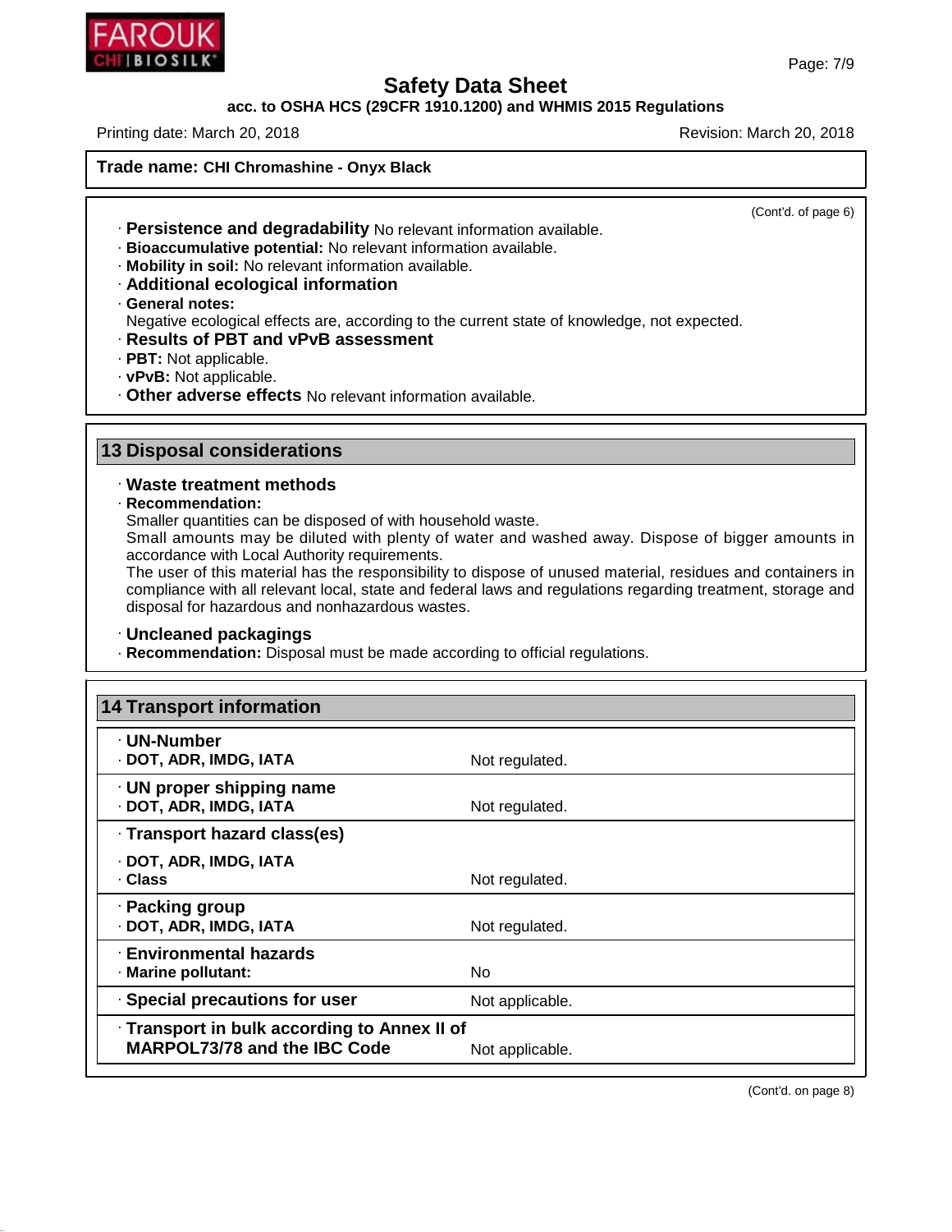**Trade name: CHI Chromashine - Onyx Black**

(Cont'd. of page 6)

- **Persistence and degradability** No relevant information available.
- **Bioaccumulative potential:** No relevant information available.
- **Mobility in soil:** No relevant information available.
- **Additional ecological information**
- **General notes:**
  Negative ecological effects are, according to the current state of knowledge, not expected.
- **Results of PBT and vPvB assessment**
- **PBT:** Not applicable.
- **vPvB:** Not applicable.
- **Other adverse effects** No relevant information available.

## 13 Disposal considerations

- **Waste treatment methods**
- **Recommendation:**
  Smaller quantities can be disposed of with household waste.
  Small amounts may be diluted with plenty of water and washed away. Dispose of bigger amounts in accordance with Local Authority requirements.
  The user of this material has the responsibility to dispose of unused material, residues and containers in compliance with all relevant local, state and federal laws and regulations regarding treatment, storage and disposal for hazardous and nonhazardous wastes.

- **Uncleaned packagings**
- **Recommendation:** Disposal must be made according to official regulations.

## 14 Transport information

| | |
|---|---|
| **UN-Number** | |
| **DOT, ADR, IMDG, IATA** | Not regulated. |
| **UN proper shipping name** | |
| **DOT, ADR, IMDG, IATA** | Not regulated. |
| **Transport hazard class(es)** | |
| **DOT, ADR, IMDG, IATA** | |
| **Class** | Not regulated. |
| **Packing group** | |
| **DOT, ADR, IMDG, IATA** | Not regulated. |
| **Environmental hazards** | |
| **Marine pollutant:** | No |
| **Special precautions for user** | Not applicable. |
| **Transport in bulk according to Annex II of MARPOL73/78 and the IBC Code** | Not applicable. |

(Cont'd. on page 8)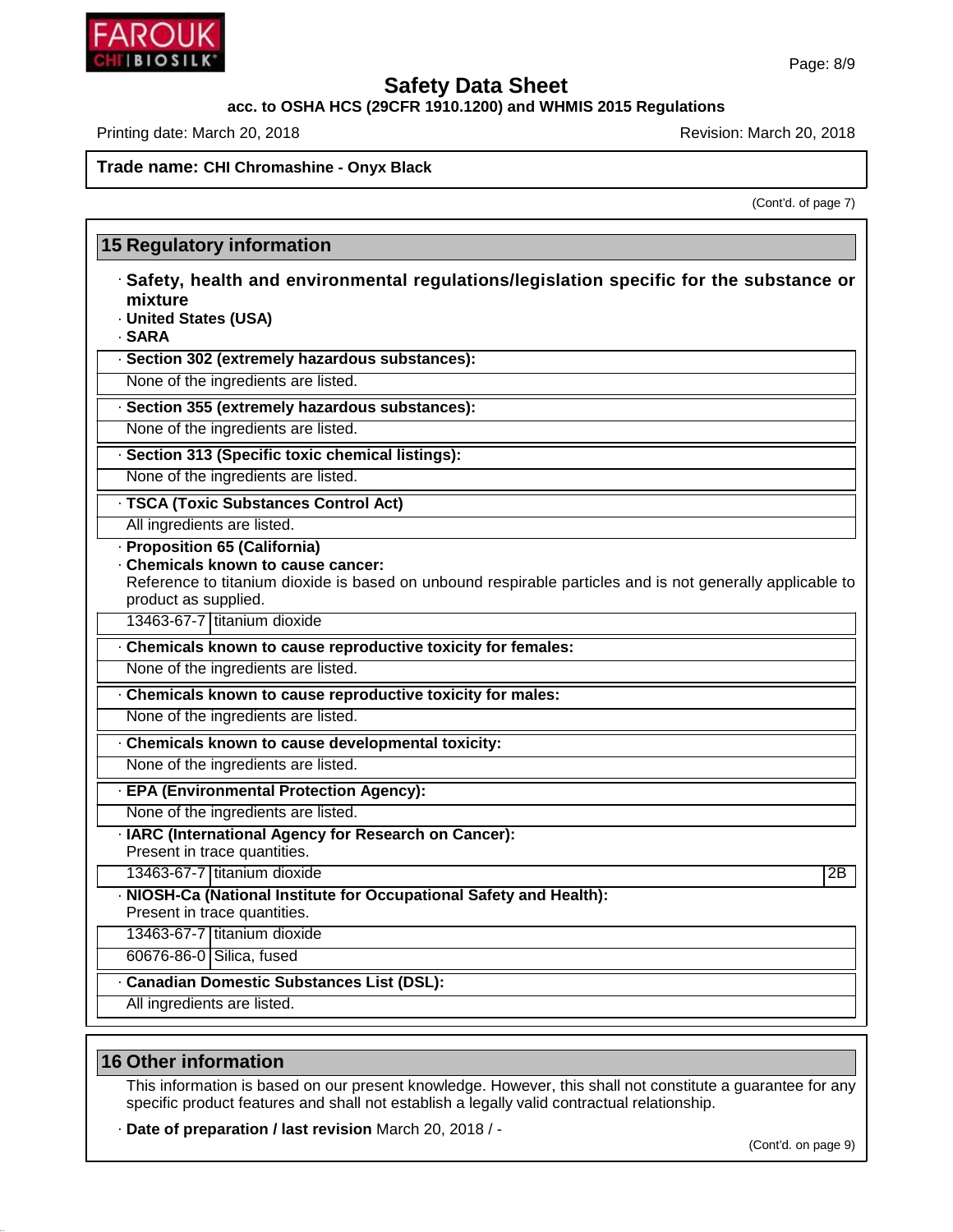**Trade name: CHI Chromashine - Onyx Black**

(Cont'd. of page 7)

## 15 Regulatory information

· **Safety, health and environmental regulations/legislation specific for the substance or mixture**

· **United States (USA)**

· **SARA**

· **Section 302 (extremely hazardous substances):**

None of the ingredients are listed.

· **Section 355 (extremely hazardous substances):**

None of the ingredients are listed.

· **Section 313 (Specific toxic chemical listings):**

None of the ingredients are listed.

· **TSCA (Toxic Substances Control Act)**

All ingredients are listed.

· **Proposition 65 (California)**

· **Chemicals known to cause cancer:**

Reference to titanium dioxide is based on unbound respirable particles and is not generally applicable to product as supplied.

| | |
|---|---|
| 13463-67-7 | titanium dioxide |

· **Chemicals known to cause reproductive toxicity for females:**

None of the ingredients are listed.

· **Chemicals known to cause reproductive toxicity for males:**

None of the ingredients are listed.

· **Chemicals known to cause developmental toxicity:**

None of the ingredients are listed.

· **EPA (Environmental Protection Agency):**

None of the ingredients are listed.

· **IARC (International Agency for Research on Cancer):**

Present in trace quantities.

| | | |
|---|---|---|
| 13463-67-7 | titanium dioxide | 2B |

· **NIOSH-Ca (National Institute for Occupational Safety and Health):**

Present in trace quantities.

| | |
|---|---|
| 13463-67-7 | titanium dioxide |
| 60676-86-0 | Silica, fused |

· **Canadian Domestic Substances List (DSL):**

All ingredients are listed.

## 16 Other information

This information is based on our present knowledge. However, this shall not constitute a guarantee for any specific product features and shall not establish a legally valid contractual relationship.

· **Date of preparation / last revision** March 20, 2018 / -

(Cont'd. on page 9)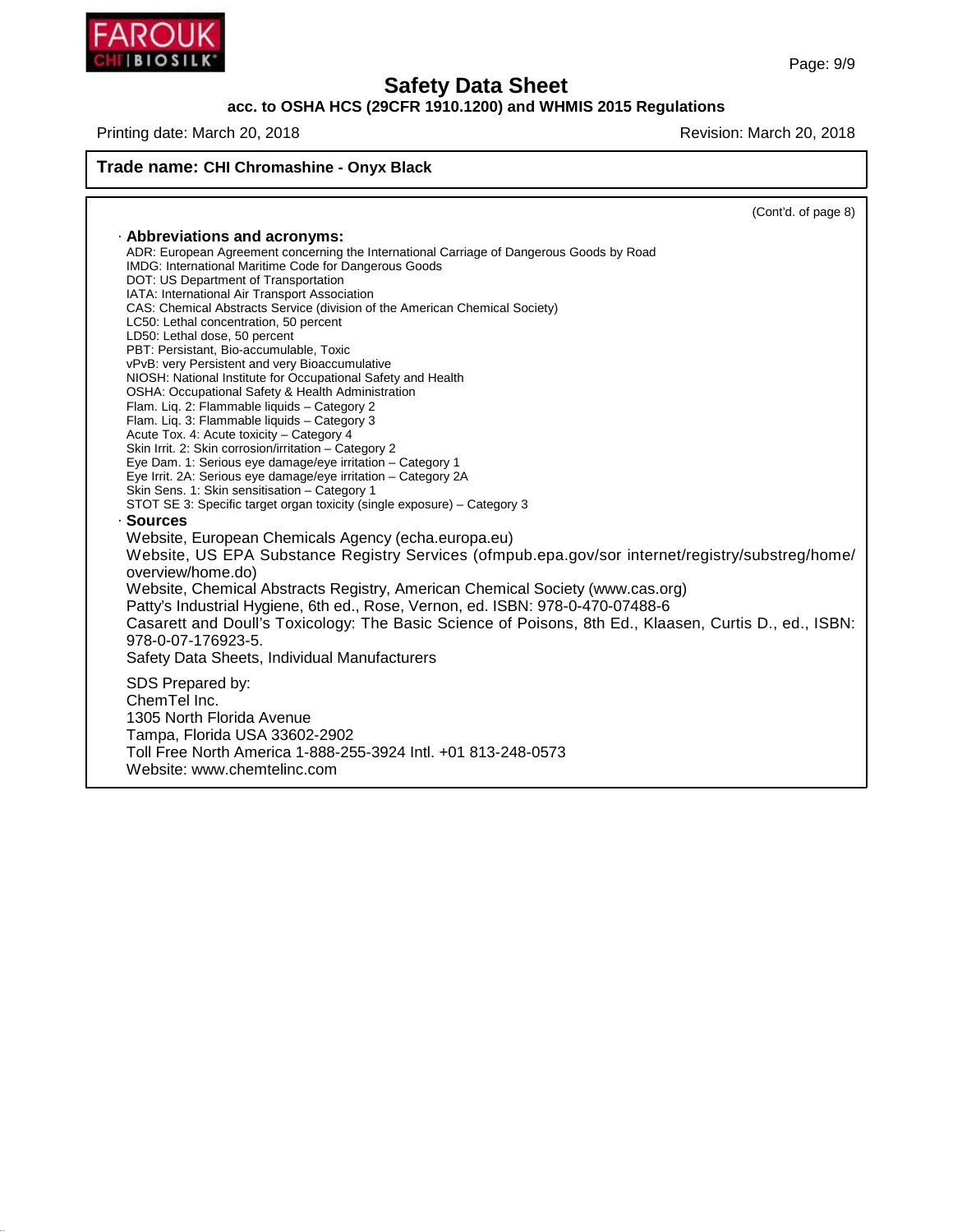# Safety Data Sheet

**acc. to OSHA HCS (29CFR 1910.1200) and WHMIS 2015 Regulations**

Printing date: March 20, 2018 Revision: March 20, 2018

**Trade name: CHI Chromashine - Onyx Black**

(Cont'd. of page 8)

· **Abbreviations and acronyms:**

ADR: European Agreement concerning the International Carriage of Dangerous Goods by Road
IMDG: International Maritime Code for Dangerous Goods
DOT: US Department of Transportation
IATA: International Air Transport Association
CAS: Chemical Abstracts Service (division of the American Chemical Society)
LC50: Lethal concentration, 50 percent
LD50: Lethal dose, 50 percent
PBT: Persistant, Bio-accumulable, Toxic
vPvB: very Persistent and very Bioaccumulative
NIOSH: National Institute for Occupational Safety and Health
OSHA: Occupational Safety & Health Administration
Flam. Liq. 2: Flammable liquids – Category 2
Flam. Liq. 3: Flammable liquids – Category 3
Acute Tox. 4: Acute toxicity – Category 4
Skin Irrit. 2: Skin corrosion/irritation – Category 2
Eye Dam. 1: Serious eye damage/eye irritation – Category 1
Eye Irrit. 2A: Serious eye damage/eye irritation – Category 2A
Skin Sens. 1: Skin sensitisation – Category 1
STOT SE 3: Specific target organ toxicity (single exposure) – Category 3

· **Sources**

Website, European Chemicals Agency (echa.europa.eu)
Website, US EPA Substance Registry Services (ofmpub.epa.gov/sor internet/registry/substreg/home/overview/home.do)
Website, Chemical Abstracts Registry, American Chemical Society (www.cas.org)
Patty's Industrial Hygiene, 6th ed., Rose, Vernon, ed. ISBN: 978-0-470-07488-6
Casarett and Doull's Toxicology: The Basic Science of Poisons, 8th Ed., Klaasen, Curtis D., ed., ISBN: 978-0-07-176923-5.
Safety Data Sheets, Individual Manufacturers

SDS Prepared by:
ChemTel Inc.
1305 North Florida Avenue
Tampa, Florida USA 33602-2902
Toll Free North America 1-888-255-3924 Intl. +01 813-248-0573
Website: www.chemtelinc.com